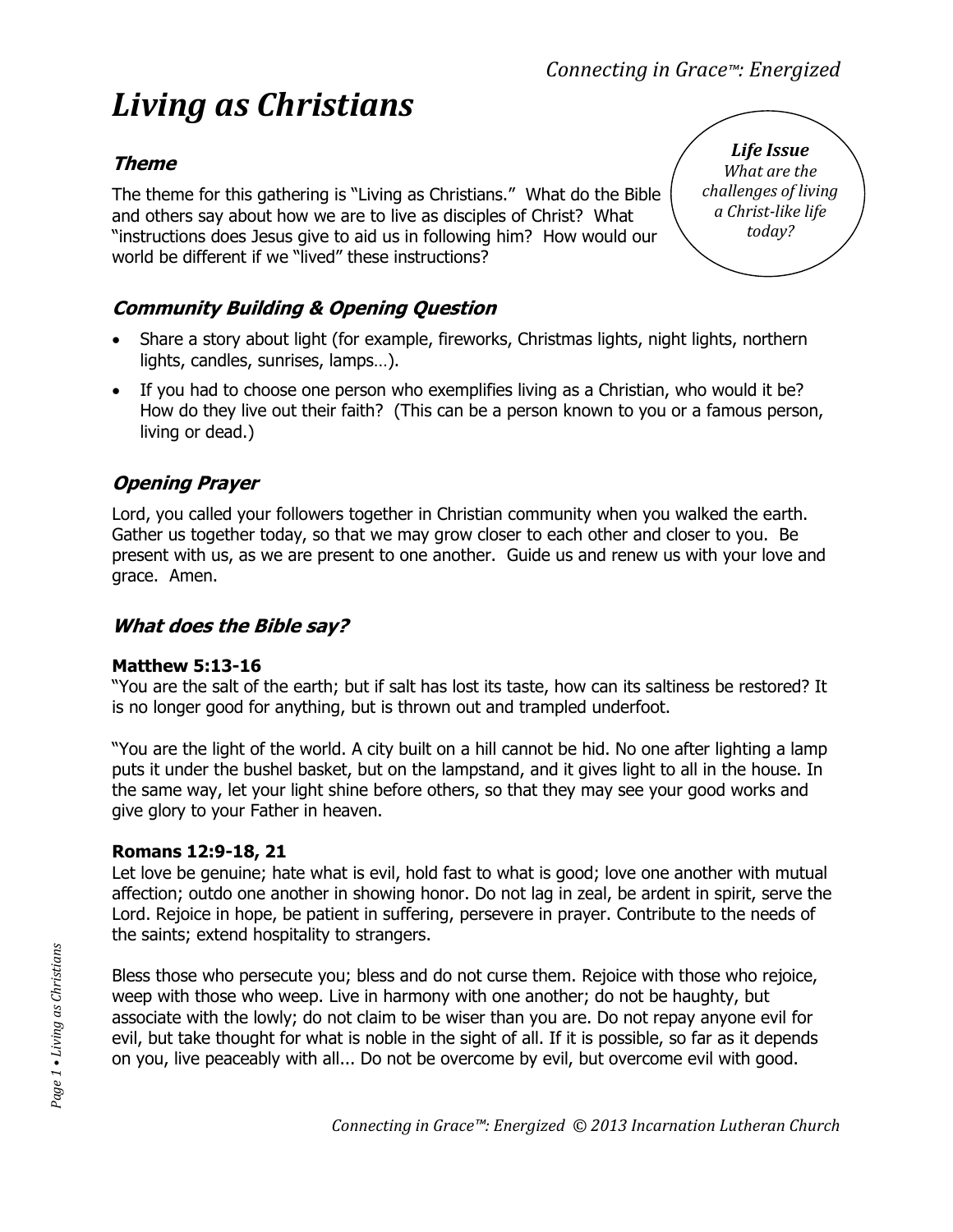# Living as Christians

## Theme

The theme for this gathering is "Living as Christians." What do the Bible and others say about how we are to live as disciples of Christ? What "instructions does Jesus give to aid us in following him? How would our world be different if we "lived" these instructions?

***Life Issue***
*What are the challenges of living a Christ-like life today?*

## Community Building & Opening Question

- Share a story about light (for example, fireworks, Christmas lights, night lights, northern lights, candles, sunrises, lamps…).
- If you had to choose one person who exemplifies living as a Christian, who would it be? How do they live out their faith? (This can be a person known to you or a famous person, living or dead.)

## Opening Prayer

Lord, you called your followers together in Christian community when you walked the earth. Gather us together today, so that we may grow closer to each other and closer to you. Be present with us, as we are present to one another. Guide us and renew us with your love and grace. Amen.

## What does the Bible say?

**Matthew 5:13-16**
"You are the salt of the earth; but if salt has lost its taste, how can its saltiness be restored? It is no longer good for anything, but is thrown out and trampled underfoot.

"You are the light of the world. A city built on a hill cannot be hid. No one after lighting a lamp puts it under the bushel basket, but on the lampstand, and it gives light to all in the house. In the same way, let your light shine before others, so that they may see your good works and give glory to your Father in heaven.

**Romans 12:9-18, 21**
Let love be genuine; hate what is evil, hold fast to what is good; love one another with mutual affection; outdo one another in showing honor. Do not lag in zeal, be ardent in spirit, serve the Lord. Rejoice in hope, be patient in suffering, persevere in prayer. Contribute to the needs of the saints; extend hospitality to strangers.

Bless those who persecute you; bless and do not curse them. Rejoice with those who rejoice, weep with those who weep. Live in harmony with one another; do not be haughty, but associate with the lowly; do not claim to be wiser than you are. Do not repay anyone evil for evil, but take thought for what is noble in the sight of all. If it is possible, so far as it depends on you, live peaceably with all... Do not be overcome by evil, but overcome evil with good.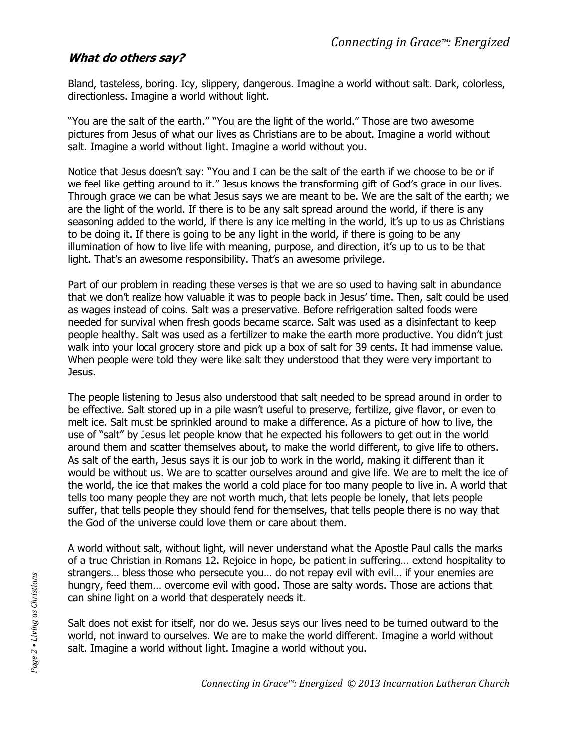## ***What do others say?***

Bland, tasteless, boring. Icy, slippery, dangerous. Imagine a world without salt. Dark, colorless, directionless. Imagine a world without light.

"You are the salt of the earth." "You are the light of the world." Those are two awesome pictures from Jesus of what our lives as Christians are to be about. Imagine a world without salt. Imagine a world without light. Imagine a world without you.

Notice that Jesus doesn't say: "You and I can be the salt of the earth if we choose to be or if we feel like getting around to it." Jesus knows the transforming gift of God's grace in our lives. Through grace we can be what Jesus says we are meant to be. We are the salt of the earth; we are the light of the world. If there is to be any salt spread around the world, if there is any seasoning added to the world, if there is any ice melting in the world, it's up to us as Christians to be doing it. If there is going to be any light in the world, if there is going to be any illumination of how to live life with meaning, purpose, and direction, it's up to us to be that light. That's an awesome responsibility. That's an awesome privilege.

Part of our problem in reading these verses is that we are so used to having salt in abundance that we don't realize how valuable it was to people back in Jesus' time. Then, salt could be used as wages instead of coins. Salt was a preservative. Before refrigeration salted foods were needed for survival when fresh goods became scarce. Salt was used as a disinfectant to keep people healthy. Salt was used as a fertilizer to make the earth more productive. You didn't just walk into your local grocery store and pick up a box of salt for 39 cents. It had immense value. When people were told they were like salt they understood that they were very important to Jesus.

The people listening to Jesus also understood that salt needed to be spread around in order to be effective. Salt stored up in a pile wasn't useful to preserve, fertilize, give flavor, or even to melt ice. Salt must be sprinkled around to make a difference. As a picture of how to live, the use of "salt" by Jesus let people know that he expected his followers to get out in the world around them and scatter themselves about, to make the world different, to give life to others. As salt of the earth, Jesus says it is our job to work in the world, making it different than it would be without us. We are to scatter ourselves around and give life. We are to melt the ice of the world, the ice that makes the world a cold place for too many people to live in. A world that tells too many people they are not worth much, that lets people be lonely, that lets people suffer, that tells people they should fend for themselves, that tells people there is no way that the God of the universe could love them or care about them.

A world without salt, without light, will never understand what the Apostle Paul calls the marks of a true Christian in Romans 12. Rejoice in hope, be patient in suffering… extend hospitality to strangers… bless those who persecute you… do not repay evil with evil… if your enemies are hungry, feed them… overcome evil with good. Those are salty words. Those are actions that can shine light on a world that desperately needs it.

Salt does not exist for itself, nor do we. Jesus says our lives need to be turned outward to the world, not inward to ourselves. We are to make the world different. Imagine a world without salt. Imagine a world without light. Imagine a world without you.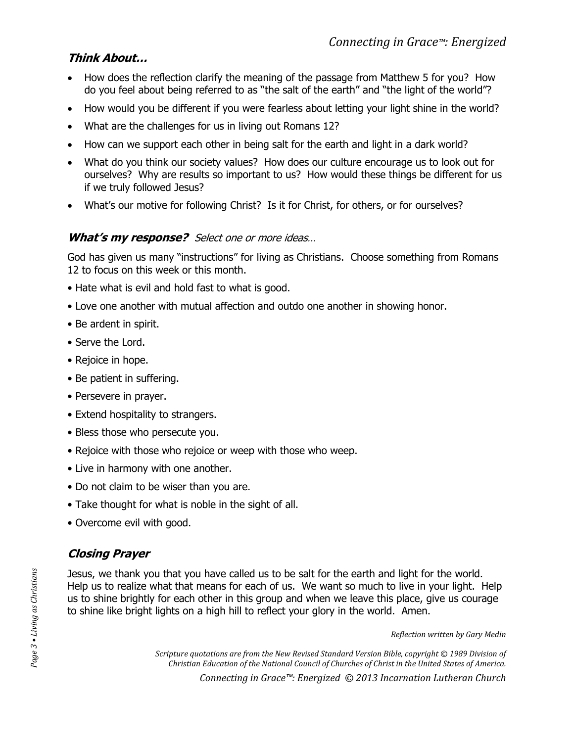### Think About…

- How does the reflection clarify the meaning of the passage from Matthew 5 for you? How do you feel about being referred to as "the salt of the earth" and "the light of the world"?
- How would you be different if you were fearless about letting your light shine in the world?
- What are the challenges for us in living out Romans 12?
- How can we support each other in being salt for the earth and light in a dark world?
- What do you think our society values? How does our culture encourage us to look out for ourselves? Why are results so important to us? How would these things be different for us if we truly followed Jesus?
- What's our motive for following Christ? Is it for Christ, for others, or for ourselves?

### What's my response? *Select one or more ideas…*

God has given us many "instructions" for living as Christians. Choose something from Romans 12 to focus on this week or this month.

- Hate what is evil and hold fast to what is good.
- Love one another with mutual affection and outdo one another in showing honor.
- Be ardent in spirit.
- Serve the Lord.
- Rejoice in hope.
- Be patient in suffering.
- Persevere in prayer.
- Extend hospitality to strangers.
- Bless those who persecute you.
- Rejoice with those who rejoice or weep with those who weep.
- Live in harmony with one another.
- Do not claim to be wiser than you are.
- Take thought for what is noble in the sight of all.
- Overcome evil with good.

### Closing Prayer

Jesus, we thank you that you have called us to be salt for the earth and light for the world. Help us to realize what that means for each of us. We want so much to live in your light. Help us to shine brightly for each other in this group and when we leave this place, give us courage to shine like bright lights on a high hill to reflect your glory in the world. Amen.

*Reflection written by Gary Medin*

*Scripture quotations are from the New Revised Standard Version Bible, copyright © 1989 Division of Christian Education of the National Council of Churches of Christ in the United States of America.*

*Connecting in Grace™: Energized © 2013 Incarnation Lutheran Church*